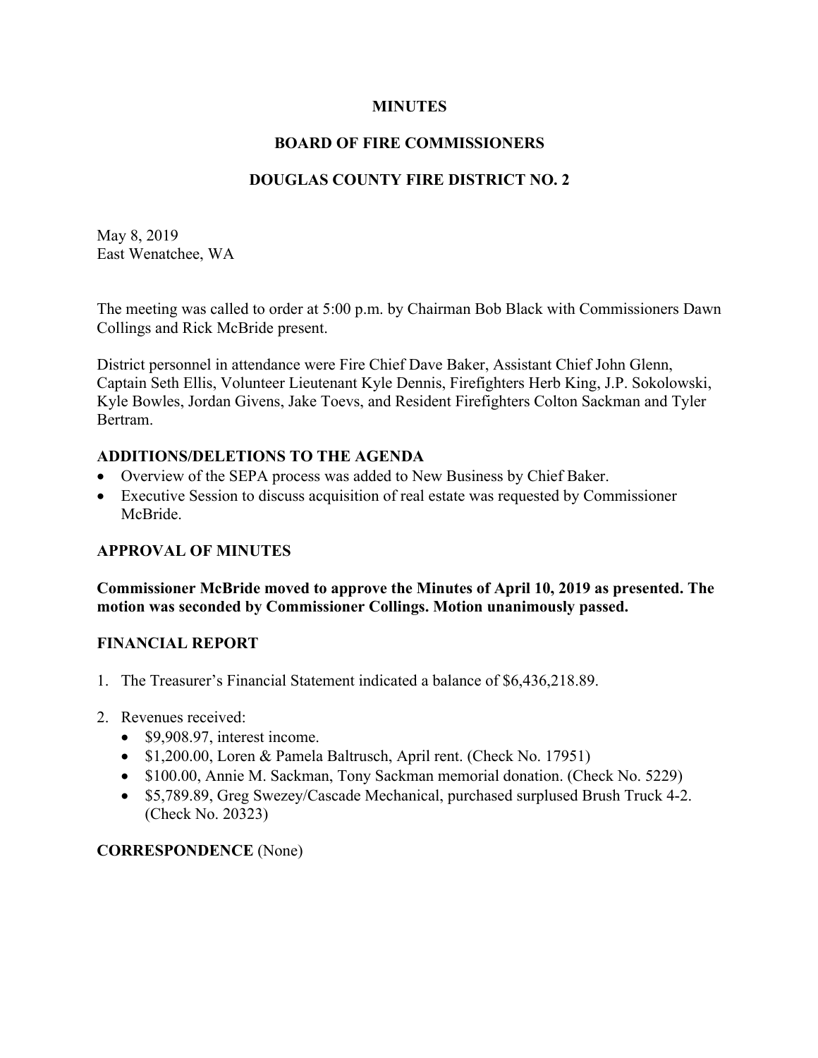**MINUTES**

**BOARD OF FIRE COMMISSIONERS**

**DOUGLAS COUNTY FIRE DISTRICT NO. 2**

May 8, 2019
East Wenatchee, WA

The meeting was called to order at 5:00 p.m. by Chairman Bob Black with Commissioners Dawn Collings and Rick McBride present.

District personnel in attendance were Fire Chief Dave Baker, Assistant Chief John Glenn, Captain Seth Ellis, Volunteer Lieutenant Kyle Dennis, Firefighters Herb King, J.P. Sokolowski, Kyle Bowles, Jordan Givens, Jake Toevs, and Resident Firefighters Colton Sackman and Tyler Bertram.

## ADDITIONS/DELETIONS TO THE AGENDA

- Overview of the SEPA process was added to New Business by Chief Baker.
- Executive Session to discuss acquisition of real estate was requested by Commissioner McBride.

## APPROVAL OF MINUTES

**Commissioner McBride moved to approve the Minutes of April 10, 2019 as presented. The motion was seconded by Commissioner Collings. Motion unanimously passed.**

## FINANCIAL REPORT

1. The Treasurer's Financial Statement indicated a balance of $6,436,218.89.

2. Revenues received:
   - $9,908.97, interest income.
   - $1,200.00, Loren & Pamela Baltrusch, April rent. (Check No. 17951)
   - $100.00, Annie M. Sackman, Tony Sackman memorial donation. (Check No. 5229)
   - $5,789.89, Greg Swezey/Cascade Mechanical, purchased surplused Brush Truck 4-2. (Check No. 20323)

**CORRESPONDENCE** (None)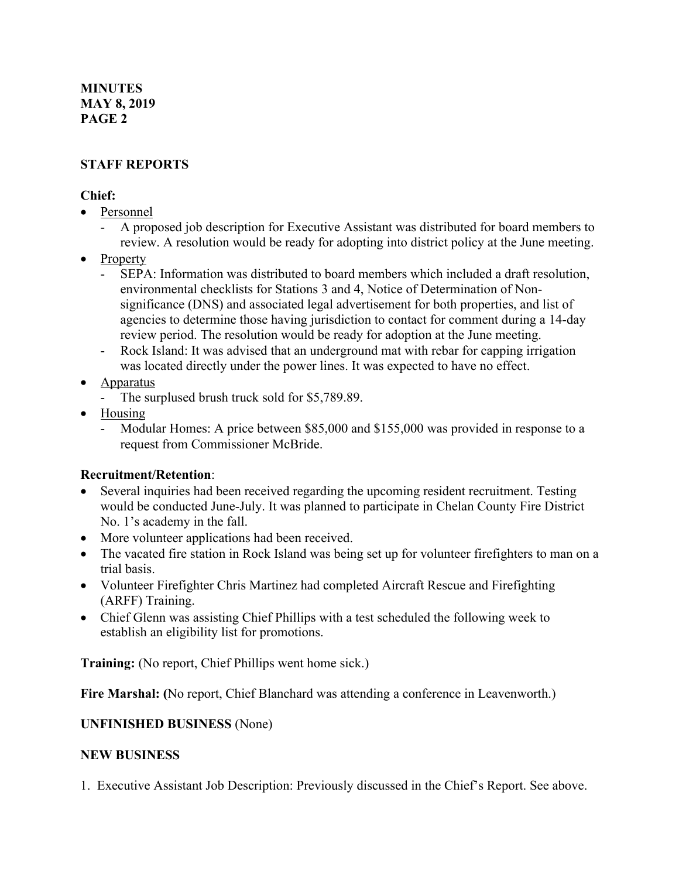**MINUTES**
**MAY 8, 2019**
**PAGE 2**

## STAFF REPORTS

**Chief:**

- Personnel
  - A proposed job description for Executive Assistant was distributed for board members to review. A resolution would be ready for adopting into district policy at the June meeting.
- Property
  - SEPA: Information was distributed to board members which included a draft resolution, environmental checklists for Stations 3 and 4, Notice of Determination of Non-significance (DNS) and associated legal advertisement for both properties, and list of agencies to determine those having jurisdiction to contact for comment during a 14-day review period. The resolution would be ready for adoption at the June meeting.
  - Rock Island: It was advised that an underground mat with rebar for capping irrigation was located directly under the power lines. It was expected to have no effect.
- Apparatus
  - The surplused brush truck sold for $5,789.89.
- Housing
  - Modular Homes: A price between $85,000 and $155,000 was provided in response to a request from Commissioner McBride.

**Recruitment/Retention**:

- Several inquiries had been received regarding the upcoming resident recruitment. Testing would be conducted June-July. It was planned to participate in Chelan County Fire District No. 1's academy in the fall.
- More volunteer applications had been received.
- The vacated fire station in Rock Island was being set up for volunteer firefighters to man on a trial basis.
- Volunteer Firefighter Chris Martinez had completed Aircraft Rescue and Firefighting (ARFF) Training.
- Chief Glenn was assisting Chief Phillips with a test scheduled the following week to establish an eligibility list for promotions.

**Training:** (No report, Chief Phillips went home sick.)

**Fire Marshal: (**No report, Chief Blanchard was attending a conference in Leavenworth.)

**UNFINISHED BUSINESS** (None)

**NEW BUSINESS**

1. Executive Assistant Job Description: Previously discussed in the Chief's Report. See above.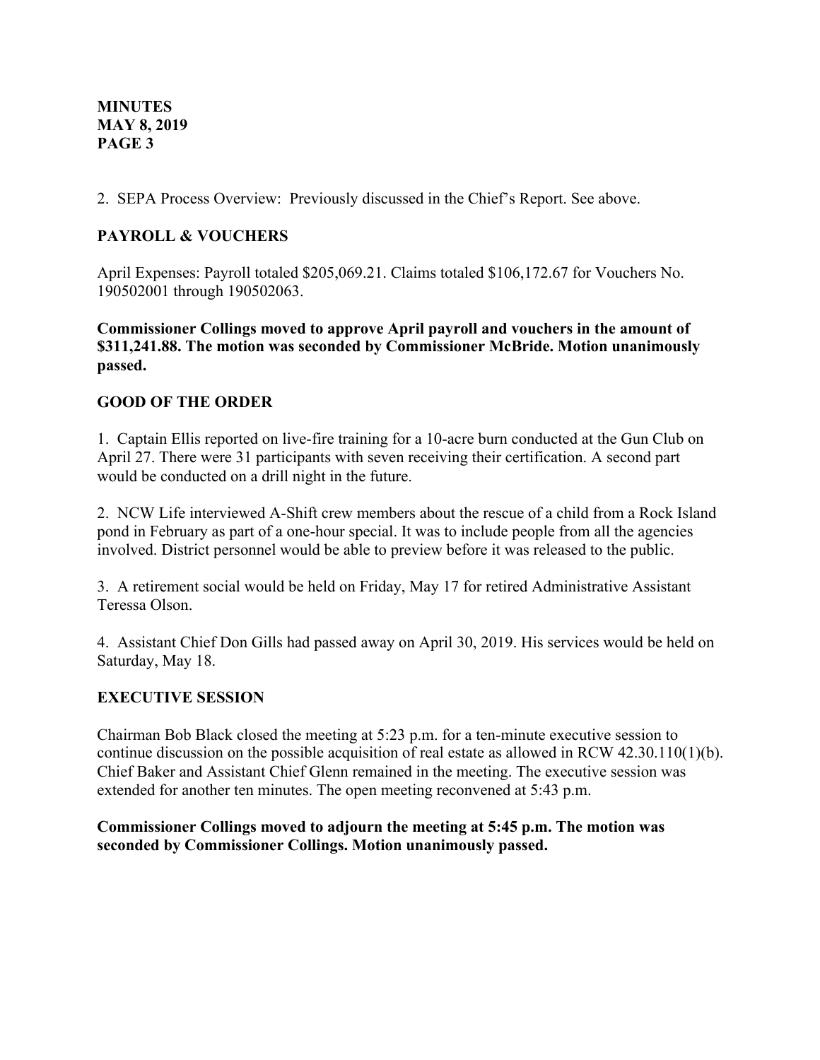2. SEPA Process Overview: Previously discussed in the Chief's Report. See above.

## PAYROLL & VOUCHERS

April Expenses: Payroll totaled $205,069.21. Claims totaled $106,172.67 for Vouchers No. 190502001 through 190502063.

**Commissioner Collings moved to approve April payroll and vouchers in the amount of $311,241.88. The motion was seconded by Commissioner McBride. Motion unanimously passed.**

## GOOD OF THE ORDER

1. Captain Ellis reported on live-fire training for a 10-acre burn conducted at the Gun Club on April 27. There were 31 participants with seven receiving their certification. A second part would be conducted on a drill night in the future.

2. NCW Life interviewed A-Shift crew members about the rescue of a child from a Rock Island pond in February as part of a one-hour special. It was to include people from all the agencies involved. District personnel would be able to preview before it was released to the public.

3. A retirement social would be held on Friday, May 17 for retired Administrative Assistant Teressa Olson.

4. Assistant Chief Don Gills had passed away on April 30, 2019. His services would be held on Saturday, May 18.

## EXECUTIVE SESSION

Chairman Bob Black closed the meeting at 5:23 p.m. for a ten-minute executive session to continue discussion on the possible acquisition of real estate as allowed in RCW 42.30.110(1)(b). Chief Baker and Assistant Chief Glenn remained in the meeting. The executive session was extended for another ten minutes. The open meeting reconvened at 5:43 p.m.

**Commissioner Collings moved to adjourn the meeting at 5:45 p.m. The motion was seconded by Commissioner Collings. Motion unanimously passed.**